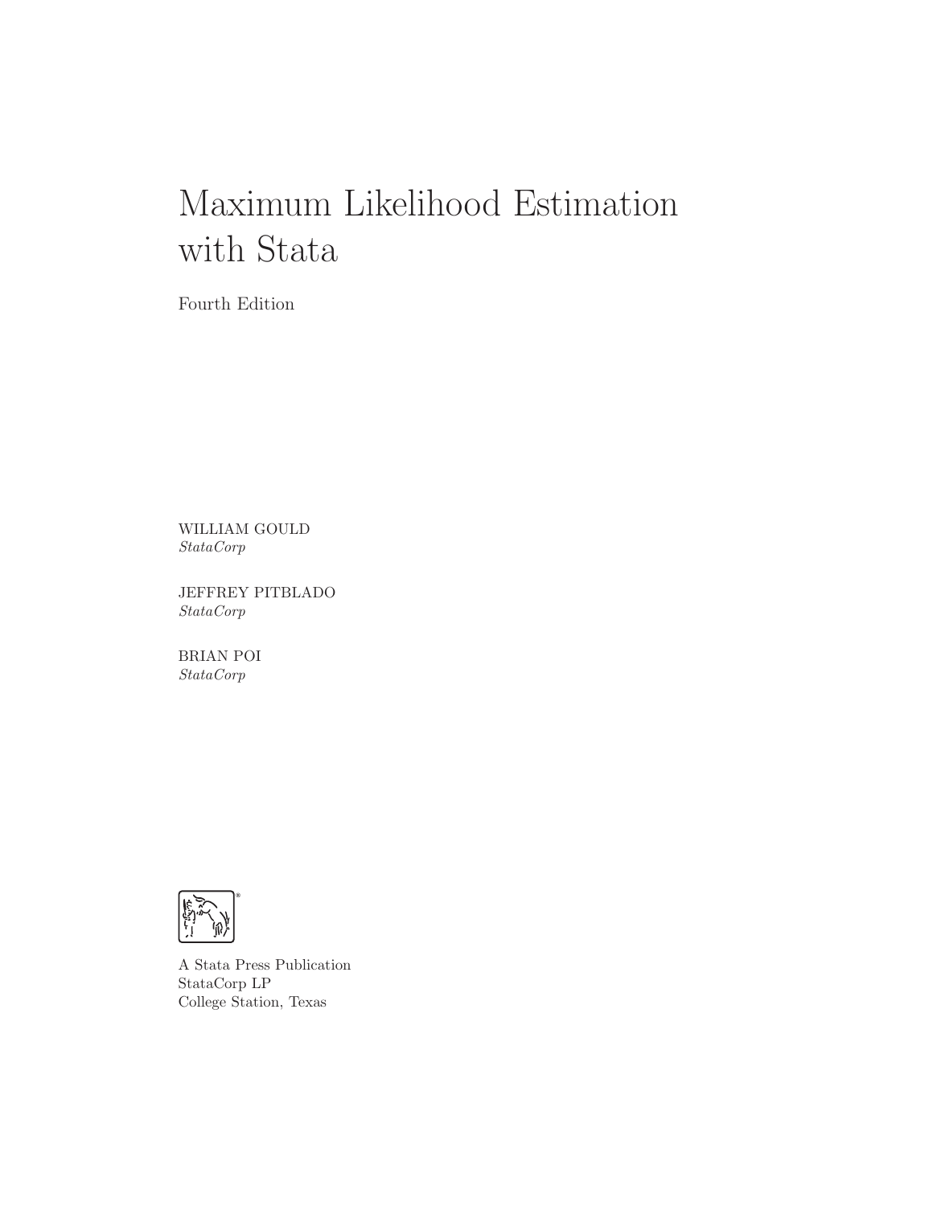# Maximum Likelihood Estimation with Stata

Fourth Edition

WILLIAM GOULD
*StataCorp*

JEFFREY PITBLADO
*StataCorp*

BRIAN POI
*StataCorp*

A Stata Press Publication
StataCorp LP
College Station, Texas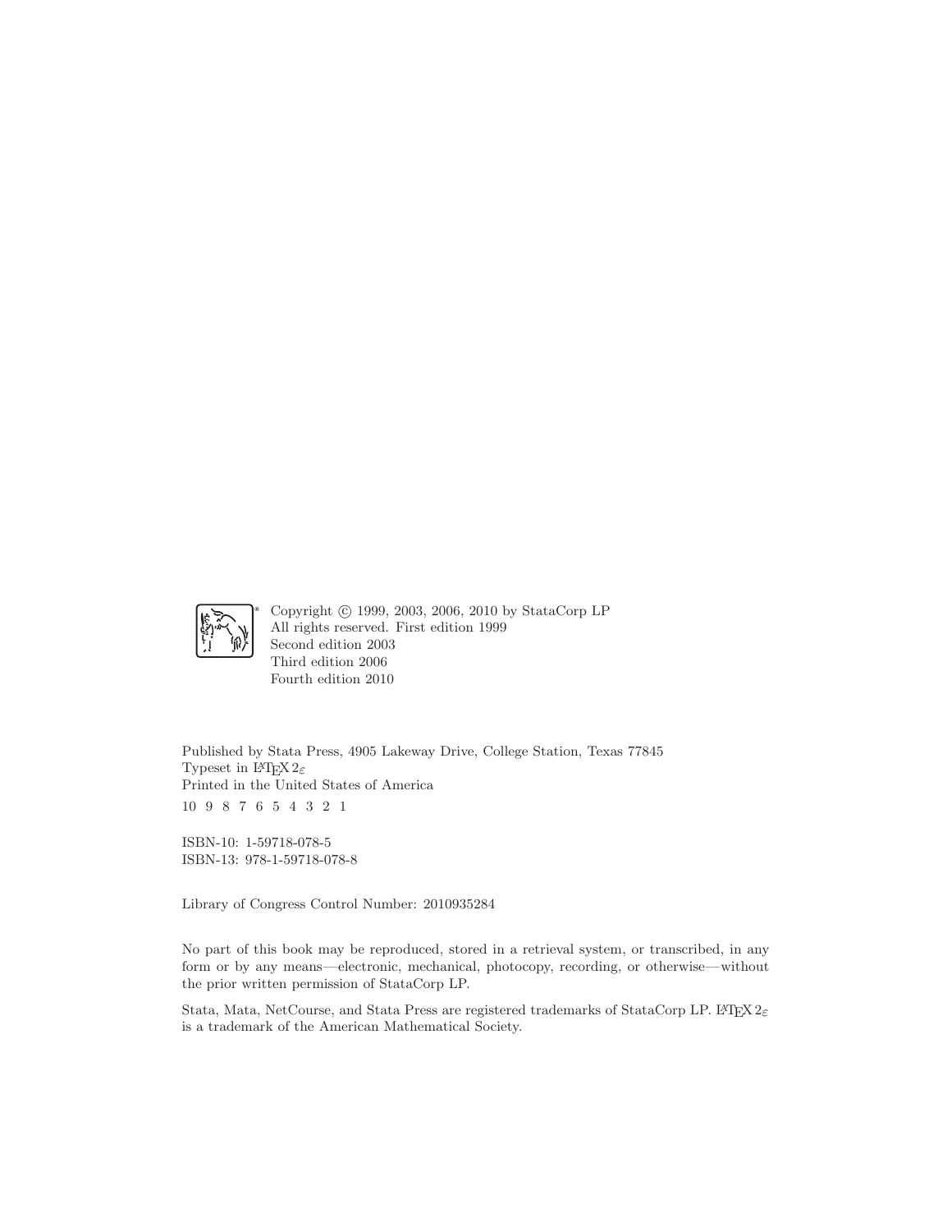Copyright © 1999, 2003, 2006, 2010 by StataCorp LP
All rights reserved. First edition 1999
Second edition 2003
Third edition 2006
Fourth edition 2010

Published by Stata Press, 4905 Lakeway Drive, College Station, Texas 77845
Typeset in $\LaTeX 2_\varepsilon$
Printed in the United States of America
10 9 8 7 6 5 4 3 2 1

ISBN-10: 1-59718-078-5
ISBN-13: 978-1-59718-078-8

Library of Congress Control Number: 2010935284

No part of this book may be reproduced, stored in a retrieval system, or transcribed, in any form or by any means—electronic, mechanical, photocopy, recording, or otherwise—without the prior written permission of StataCorp LP.

Stata, Mata, NetCourse, and Stata Press are registered trademarks of StataCorp LP. $\LaTeX 2_\varepsilon$ is a trademark of the American Mathematical Society.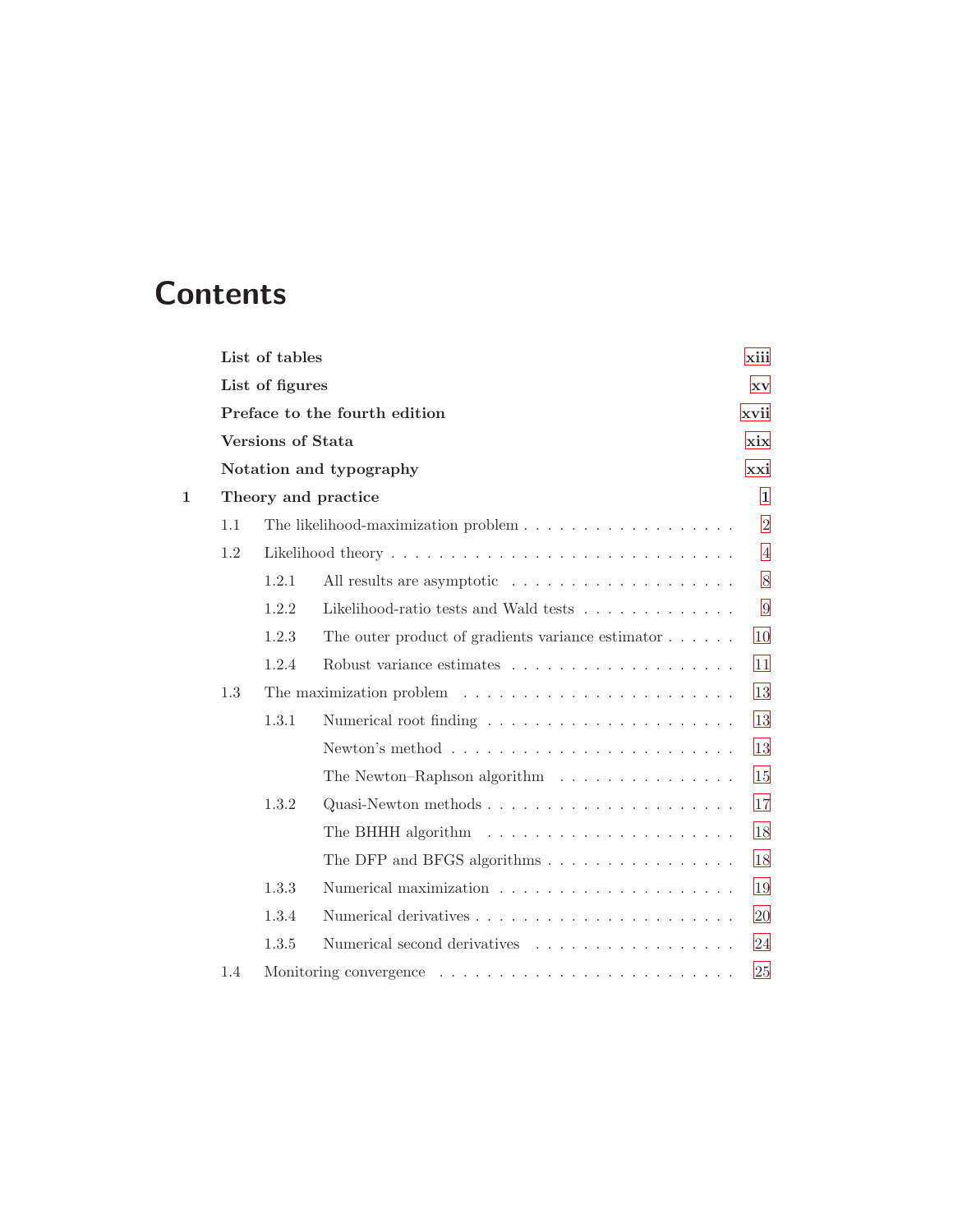# Contents

**List of tables** xiii

**List of figures** xv

**Preface to the fourth edition** xvii

**Versions of Stata** xix

**Notation and typography** xxi

**1 Theory and practice** 1

- 1.1 The likelihood-maximization problem . . . . . 2
- 1.2 Likelihood theory . . . . . 4
  - 1.2.1 All results are asymptotic . . . . . 8
  - 1.2.2 Likelihood-ratio tests and Wald tests . . . . . 9
  - 1.2.3 The outer product of gradients variance estimator . . . . . 10
  - 1.2.4 Robust variance estimates . . . . . 11
- 1.3 The maximization problem . . . . . 13
  - 1.3.1 Numerical root finding . . . . . 13
    - Newton's method . . . . . 13
    - The Newton–Raphson algorithm . . . . . 15
  - 1.3.2 Quasi-Newton methods . . . . . 17
    - The BHHH algorithm . . . . . 18
    - The DFP and BFGS algorithms . . . . . 18
  - 1.3.3 Numerical maximization . . . . . 19
  - 1.3.4 Numerical derivatives . . . . . 20
  - 1.3.5 Numerical second derivatives . . . . . 24
- 1.4 Monitoring convergence . . . . . 25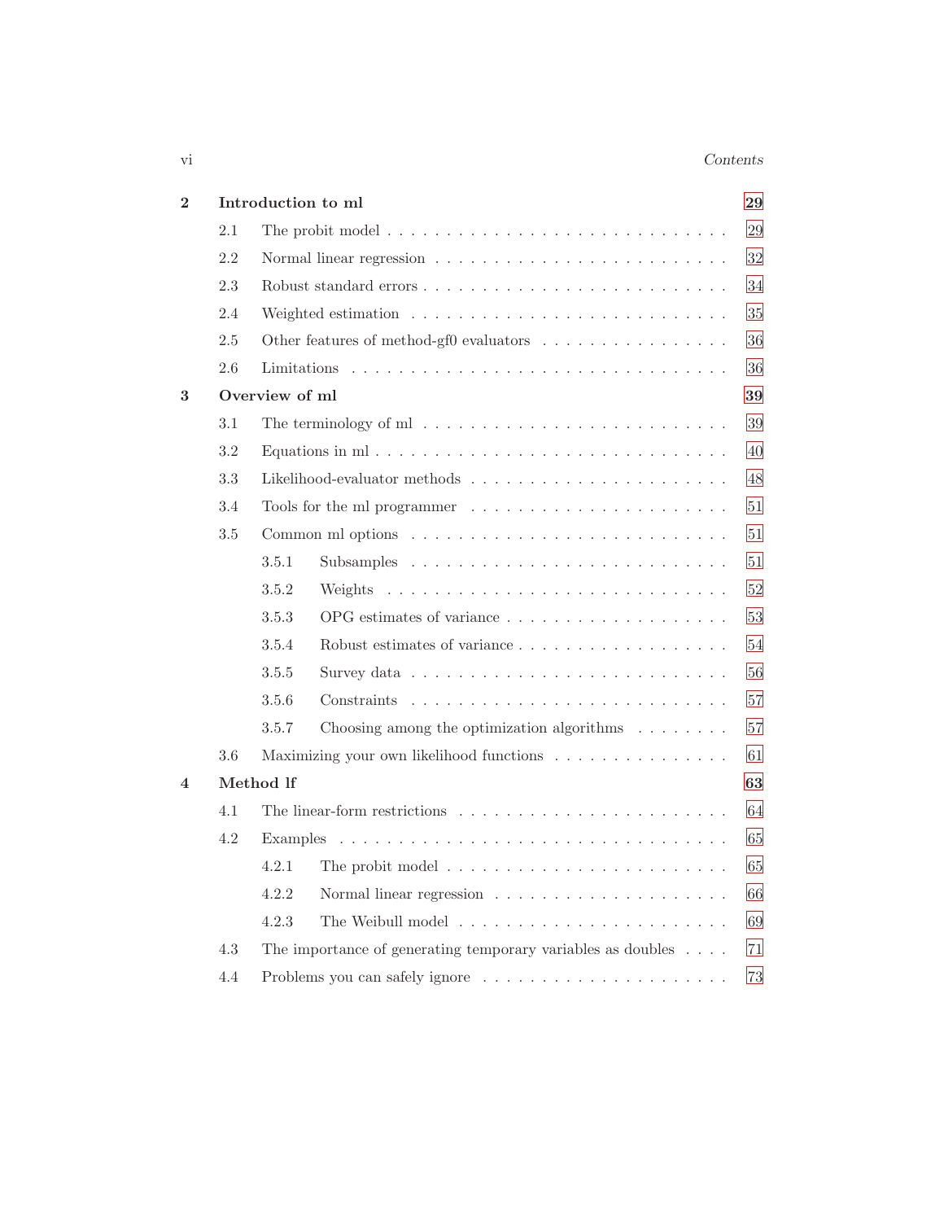**2 Introduction to ml** **29**

- 2.1 The probit model . . . . . . . . . . 29
- 2.2 Normal linear regression . . . . . . . . . . 32
- 2.3 Robust standard errors . . . . . . . . . . 34
- 2.4 Weighted estimation . . . . . . . . . . 35
- 2.5 Other features of method-gf0 evaluators . . . . . . . . . . 36
- 2.6 Limitations . . . . . . . . . . 36

**3 Overview of ml** **39**

- 3.1 The terminology of ml . . . . . . . . . . 39
- 3.2 Equations in ml . . . . . . . . . . 40
- 3.3 Likelihood-evaluator methods . . . . . . . . . . 48
- 3.4 Tools for the ml programmer . . . . . . . . . . 51
- 3.5 Common ml options . . . . . . . . . . 51
  - 3.5.1 Subsamples . . . . . . . . . . 51
  - 3.5.2 Weights . . . . . . . . . . 52
  - 3.5.3 OPG estimates of variance . . . . . . . . . . 53
  - 3.5.4 Robust estimates of variance . . . . . . . . . . 54
  - 3.5.5 Survey data . . . . . . . . . . 56
  - 3.5.6 Constraints . . . . . . . . . . 57
  - 3.5.7 Choosing among the optimization algorithms . . . . . . . . . . 57
- 3.6 Maximizing your own likelihood functions . . . . . . . . . . 61

**4 Method lf** **63**

- 4.1 The linear-form restrictions . . . . . . . . . . 64
- 4.2 Examples . . . . . . . . . . 65
  - 4.2.1 The probit model . . . . . . . . . . 65
  - 4.2.2 Normal linear regression . . . . . . . . . . 66
  - 4.2.3 The Weibull model . . . . . . . . . . 69
- 4.3 The importance of generating temporary variables as doubles . . . . 71
- 4.4 Problems you can safely ignore . . . . . . . . . . 73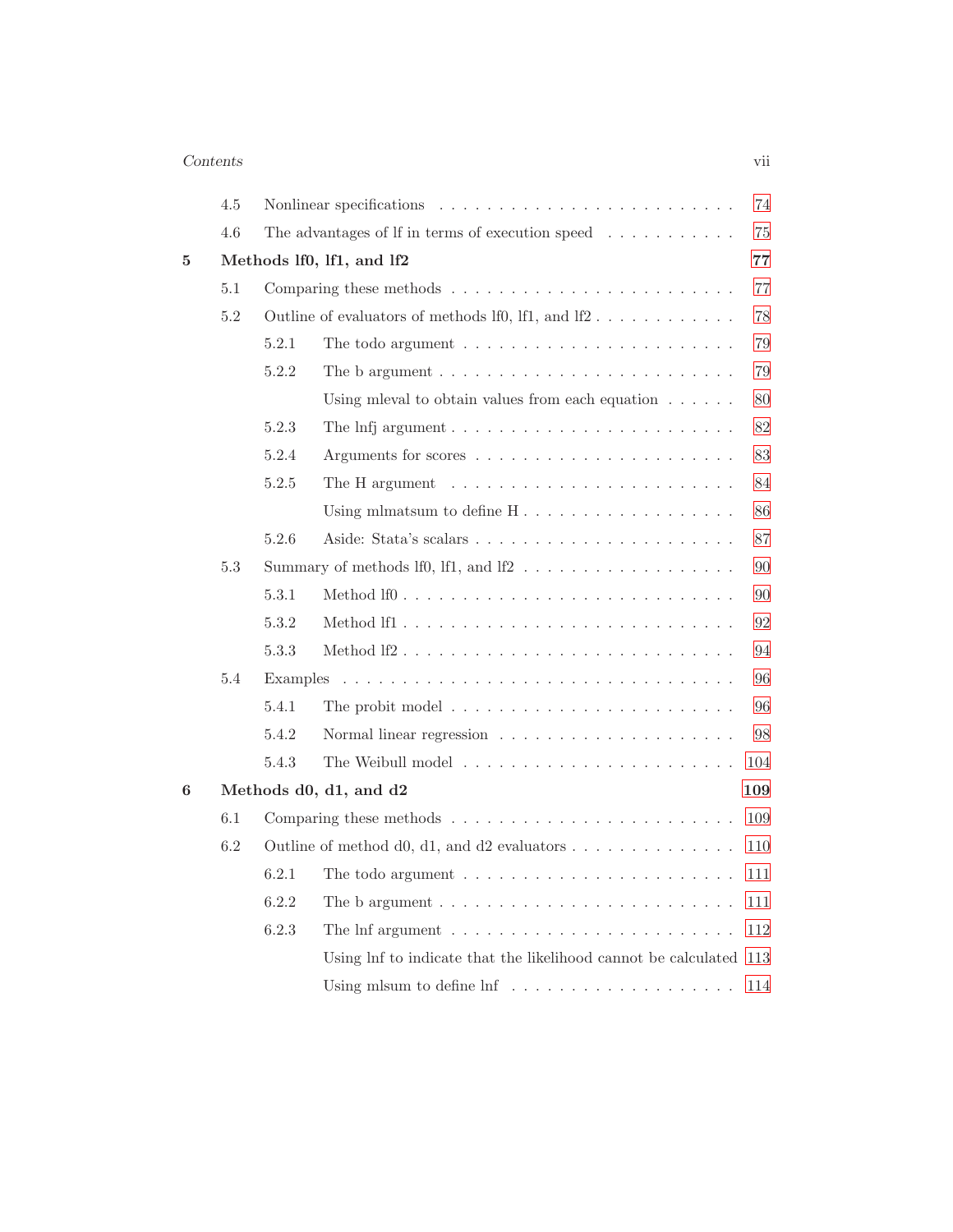4.5 Nonlinear specifications . . . . . . . . . . . . . . . . . . . . . . . . . 74

4.6 The advantages of lf in terms of execution speed . . . . . . . . . . . 75

**5 Methods lf0, lf1, and lf2** **77**

5.1 Comparing these methods . . . . . . . . . . . . . . . . . . . . . . . . 77

5.2 Outline of evaluators of methods lf0, lf1, and lf2 . . . . . . . . . . . . 78

5.2.1 The todo argument . . . . . . . . . . . . . . . . . . . . . . . 79

5.2.2 The b argument . . . . . . . . . . . . . . . . . . . . . . . . . 79

Using mleval to obtain values from each equation . . . . . . 80

5.2.3 The lnfj argument . . . . . . . . . . . . . . . . . . . . . . . . 82

5.2.4 Arguments for scores . . . . . . . . . . . . . . . . . . . . . . 83

5.2.5 The H argument . . . . . . . . . . . . . . . . . . . . . . . . 84

Using mlmatsum to define H . . . . . . . . . . . . . . . . . . 86

5.2.6 Aside: Stata's scalars . . . . . . . . . . . . . . . . . . . . . . 87

5.3 Summary of methods lf0, lf1, and lf2 . . . . . . . . . . . . . . . . . . 90

5.3.1 Method lf0 . . . . . . . . . . . . . . . . . . . . . . . . . . . . 90

5.3.2 Method lf1 . . . . . . . . . . . . . . . . . . . . . . . . . . . . 92

5.3.3 Method lf2 . . . . . . . . . . . . . . . . . . . . . . . . . . . . 94

5.4 Examples . . . . . . . . . . . . . . . . . . . . . . . . . . . . . . . . . 96

5.4.1 The probit model . . . . . . . . . . . . . . . . . . . . . . . . 96

5.4.2 Normal linear regression . . . . . . . . . . . . . . . . . . . . 98

5.4.3 The Weibull model . . . . . . . . . . . . . . . . . . . . . . . 104

**6 Methods d0, d1, and d2** **109**

6.1 Comparing these methods . . . . . . . . . . . . . . . . . . . . . . . . 109

6.2 Outline of method d0, d1, and d2 evaluators . . . . . . . . . . . . . . 110

6.2.1 The todo argument . . . . . . . . . . . . . . . . . . . . . . . 111

6.2.2 The b argument . . . . . . . . . . . . . . . . . . . . . . . . . 111

6.2.3 The lnf argument . . . . . . . . . . . . . . . . . . . . . . . . 112

Using lnf to indicate that the likelihood cannot be calculated 113

Using mlsum to define lnf . . . . . . . . . . . . . . . . . . . 114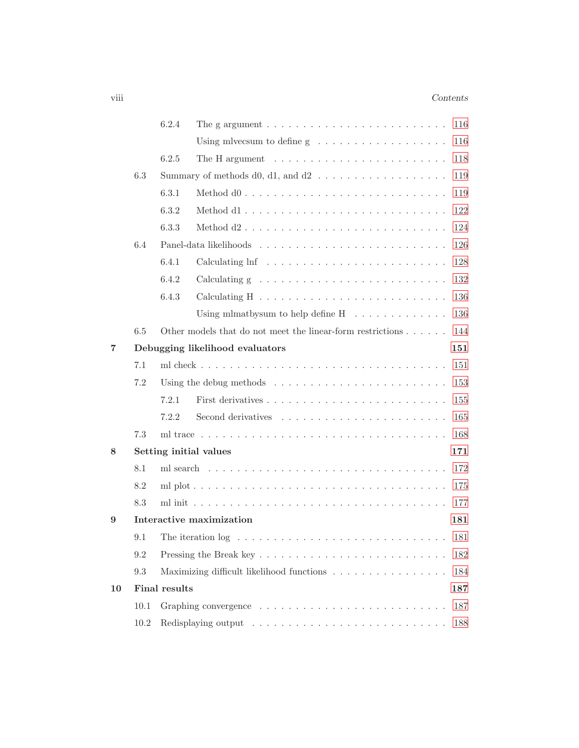| | | | |
|---|---|---|---|
| | 6.2.4 | The g argument | 116 |
| | | Using mlvecsum to define g | 116 |
| | 6.2.5 | The H argument | 118 |
| 6.3 | | Summary of methods d0, d1, and d2 | 119 |
| | 6.3.1 | Method d0 | 119 |
| | 6.3.2 | Method d1 | 122 |
| | 6.3.3 | Method d2 | 124 |
| 6.4 | | Panel-data likelihoods | 126 |
| | 6.4.1 | Calculating lnf | 128 |
| | 6.4.2 | Calculating g | 132 |
| | 6.4.3 | Calculating H | 136 |
| | | Using mlmatbysum to help define H | 136 |
| 6.5 | | Other models that do not meet the linear-form restrictions | 144 |

**7 Debugging likelihood evaluators** **151**

| | | | |
|---|---|---|---|
| 7.1 | | ml check | 151 |
| 7.2 | | Using the debug methods | 153 |
| | 7.2.1 | First derivatives | 155 |
| | 7.2.2 | Second derivatives | 165 |
| 7.3 | | ml trace | 168 |

**8 Setting initial values** **171**

| | | |
|---|---|---|
| 8.1 | ml search | 172 |
| 8.2 | ml plot | 175 |
| 8.3 | ml init | 177 |

**9 Interactive maximization** **181**

| | | |
|---|---|---|
| 9.1 | The iteration log | 181 |
| 9.2 | Pressing the Break key | 182 |
| 9.3 | Maximizing difficult likelihood functions | 184 |

**10 Final results** **187**

| | | |
|---|---|---|
| 10.1 | Graphing convergence | 187 |
| 10.2 | Redisplaying output | 188 |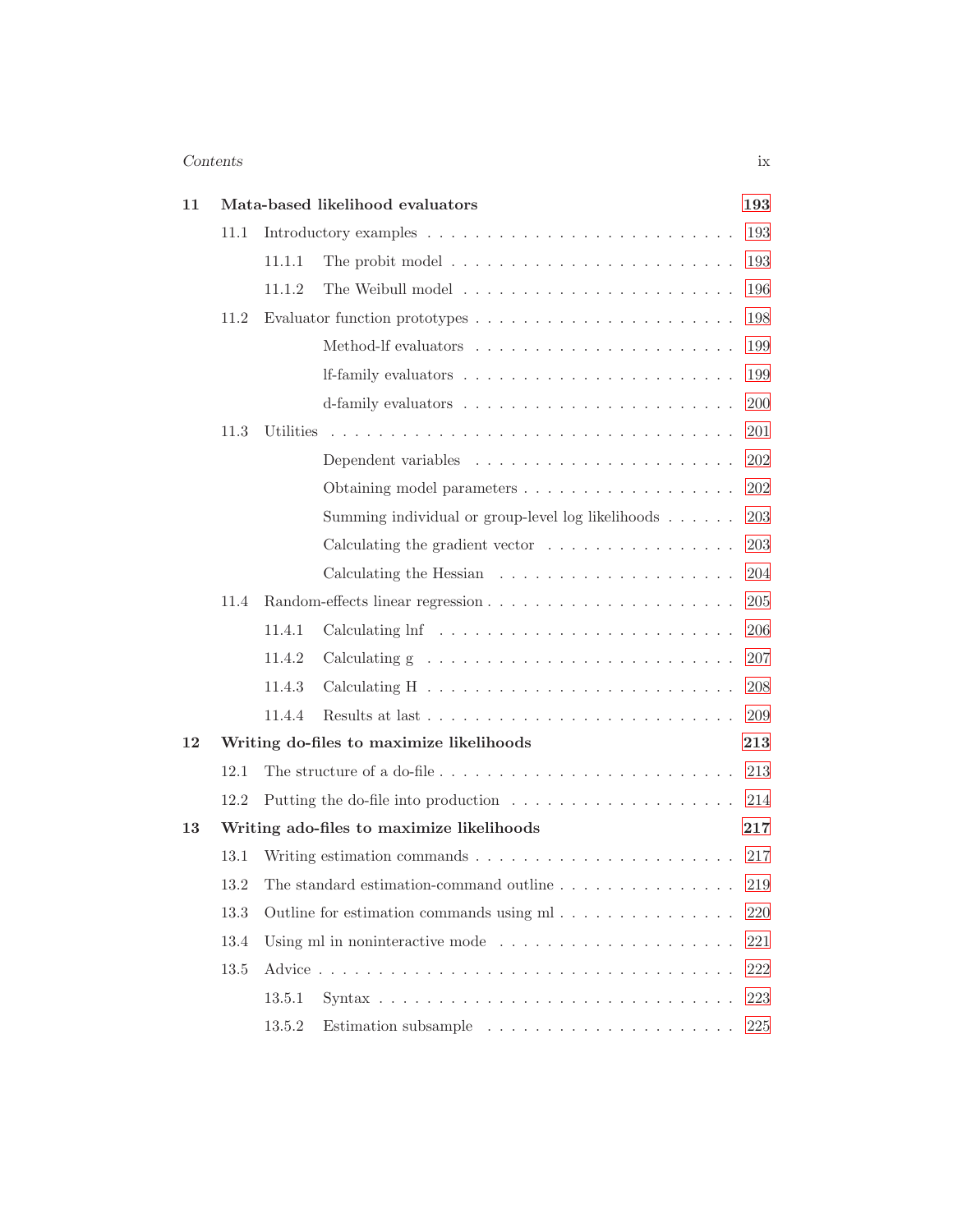**11 Mata-based likelihood evaluators** **193**

- 11.1 Introductory examples . . . 193
  - 11.1.1 The probit model . . . 193
  - 11.1.2 The Weibull model . . . 196
- 11.2 Evaluator function prototypes . . . 198
  - Method-lf evaluators . . . 199
  - lf-family evaluators . . . 199
  - d-family evaluators . . . 200
- 11.3 Utilities . . . 201
  - Dependent variables . . . 202
  - Obtaining model parameters . . . 202
  - Summing individual or group-level log likelihoods . . . 203
  - Calculating the gradient vector . . . 203
  - Calculating the Hessian . . . 204
- 11.4 Random-effects linear regression . . . 205
  - 11.4.1 Calculating lnf . . . 206
  - 11.4.2 Calculating g . . . 207
  - 11.4.3 Calculating H . . . 208
  - 11.4.4 Results at last . . . 209

**12 Writing do-files to maximize likelihoods** **213**

- 12.1 The structure of a do-file . . . 213
- 12.2 Putting the do-file into production . . . 214

**13 Writing ado-files to maximize likelihoods** **217**

- 13.1 Writing estimation commands . . . 217
- 13.2 The standard estimation-command outline . . . 219
- 13.3 Outline for estimation commands using ml . . . 220
- 13.4 Using ml in noninteractive mode . . . 221
- 13.5 Advice . . . 222
  - 13.5.1 Syntax . . . 223
  - 13.5.2 Estimation subsample . . . 225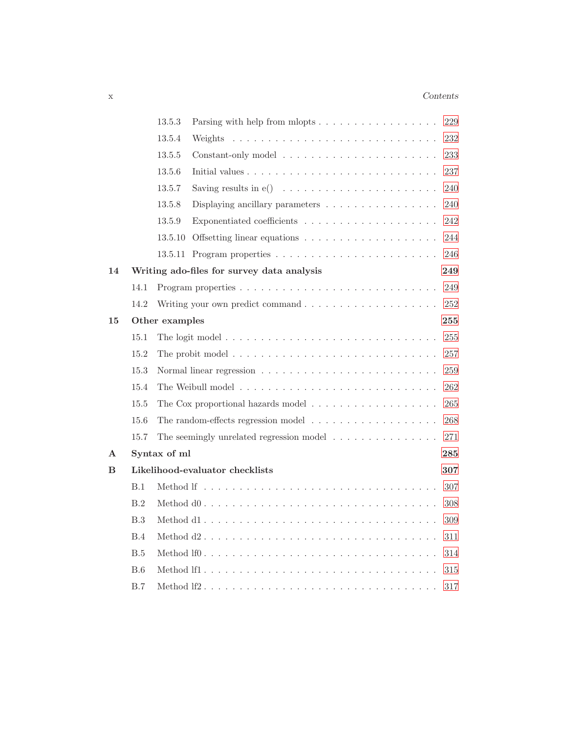| | | |
|---|---|---|
| 13.5.3 | Parsing with help from mlopts | 229 |
| 13.5.4 | Weights | 232 |
| 13.5.5 | Constant-only model | 233 |
| 13.5.6 | Initial values | 237 |
| 13.5.7 | Saving results in e() | 240 |
| 13.5.8 | Displaying ancillary parameters | 240 |
| 13.5.9 | Exponentiated coefficients | 242 |
| 13.5.10 | Offsetting linear equations | 244 |
| 13.5.11 | Program properties | 246 |
| **14** | **Writing ado-files for survey data analysis** | **249** |
| 14.1 | Program properties | 249 |
| 14.2 | Writing your own predict command | 252 |
| **15** | **Other examples** | **255** |
| 15.1 | The logit model | 255 |
| 15.2 | The probit model | 257 |
| 15.3 | Normal linear regression | 259 |
| 15.4 | The Weibull model | 262 |
| 15.5 | The Cox proportional hazards model | 265 |
| 15.6 | The random-effects regression model | 268 |
| 15.7 | The seemingly unrelated regression model | 271 |
| **A** | **Syntax of ml** | **285** |
| **B** | **Likelihood-evaluator checklists** | **307** |
| B.1 | Method lf | 307 |
| B.2 | Method d0 | 308 |
| B.3 | Method d1 | 309 |
| B.4 | Method d2 | 311 |
| B.5 | Method lf0 | 314 |
| B.6 | Method lf1 | 315 |
| B.7 | Method lf2 | 317 |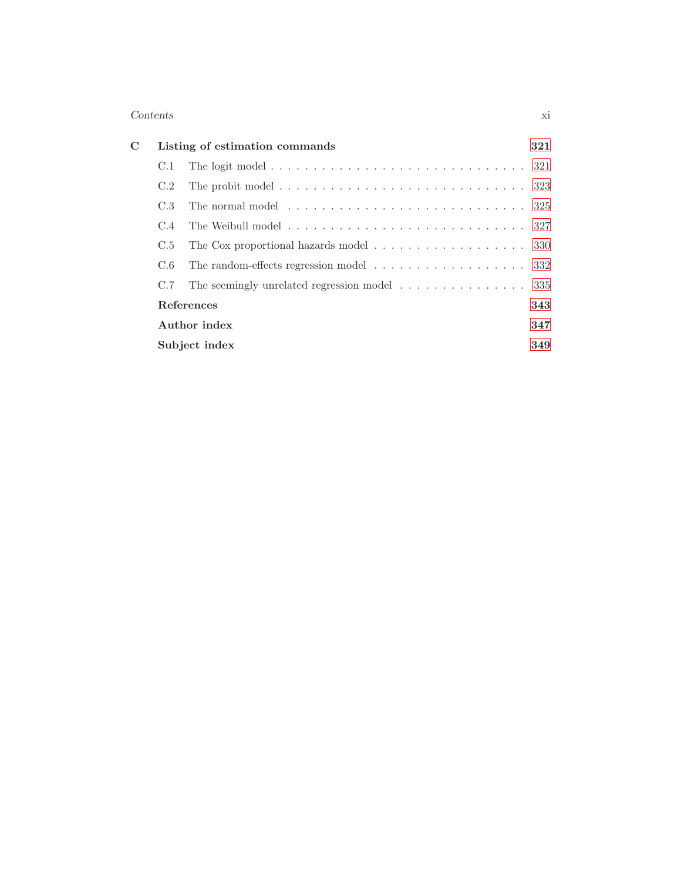**C Listing of estimation commands** **321**

- C.1 The logit model . . . . . . . . . . . . . . . . . . . . . . . . . . . . . . 321
- C.2 The probit model . . . . . . . . . . . . . . . . . . . . . . . . . . . . . 323
- C.3 The normal model . . . . . . . . . . . . . . . . . . . . . . . . . . . . . 325
- C.4 The Weibull model . . . . . . . . . . . . . . . . . . . . . . . . . . . . 327
- C.5 The Cox proportional hazards model . . . . . . . . . . . . . . . . . . 330
- C.6 The random-effects regression model . . . . . . . . . . . . . . . . . . 332
- C.7 The seemingly unrelated regression model . . . . . . . . . . . . . . . 335

**References** **343**

**Author index** **347**

**Subject index** **349**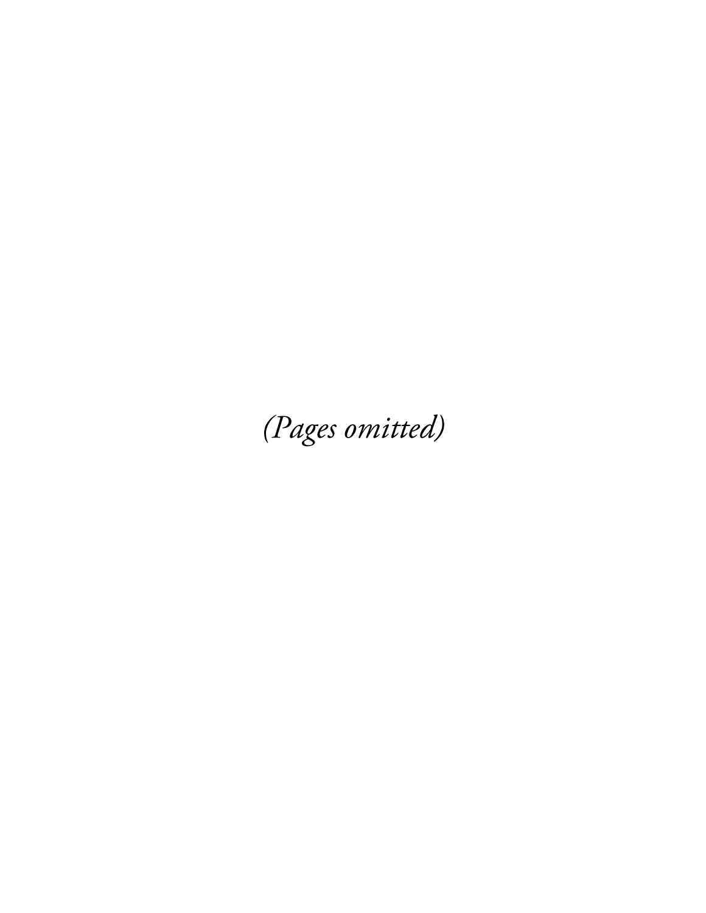*(Pages omitted)*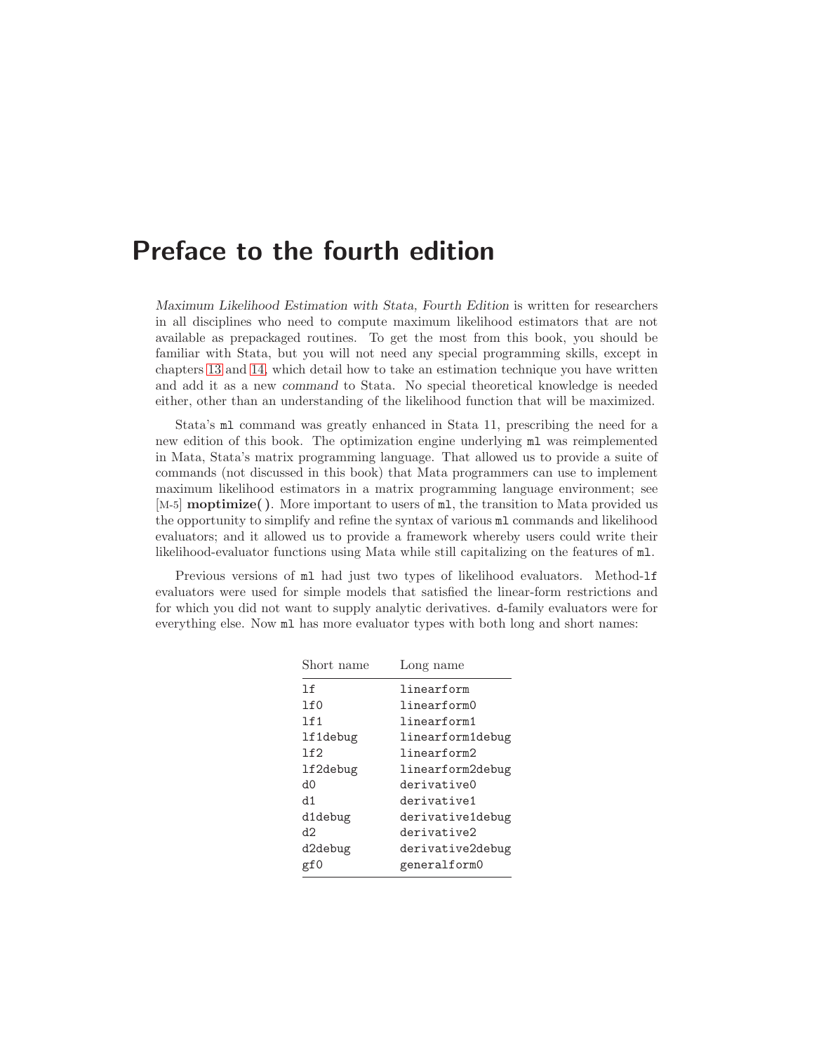# Preface to the fourth edition

*Maximum Likelihood Estimation with Stata, Fourth Edition* is written for researchers in all disciplines who need to compute maximum likelihood estimators that are not available as prepackaged routines. To get the most from this book, you should be familiar with Stata, but you will not need any special programming skills, except in chapters 13 and 14, which detail how to take an estimation technique you have written and add it as a new *command* to Stata. No special theoretical knowledge is needed either, other than an understanding of the likelihood function that will be maximized.

Stata's `ml` command was greatly enhanced in Stata 11, prescribing the need for a new edition of this book. The optimization engine underlying `ml` was reimplemented in Mata, Stata's matrix programming language. That allowed us to provide a suite of commands (not discussed in this book) that Mata programmers can use to implement maximum likelihood estimators in a matrix programming language environment; see [M-5] **moptimize()**. More important to users of `ml`, the transition to Mata provided us the opportunity to simplify and refine the syntax of various `ml` commands and likelihood evaluators; and it allowed us to provide a framework whereby users could write their likelihood-evaluator functions using Mata while still capitalizing on the features of `ml`.

Previous versions of `ml` had just two types of likelihood evaluators. Method-`lf` evaluators were used for simple models that satisfied the linear-form restrictions and for which you did not want to supply analytic derivatives. `d`-family evaluators were for everything else. Now `ml` has more evaluator types with both long and short names:

| Short name | Long name |
|---|---|
| `lf` | `linearform` |
| `lf0` | `linearform0` |
| `lf1` | `linearform1` |
| `lf1debug` | `linearform1debug` |
| `lf2` | `linearform2` |
| `lf2debug` | `linearform2debug` |
| `d0` | `derivative0` |
| `d1` | `derivative1` |
| `d1debug` | `derivative1debug` |
| `d2` | `derivative2` |
| `d2debug` | `derivative2debug` |
| `gf0` | `generalform0` |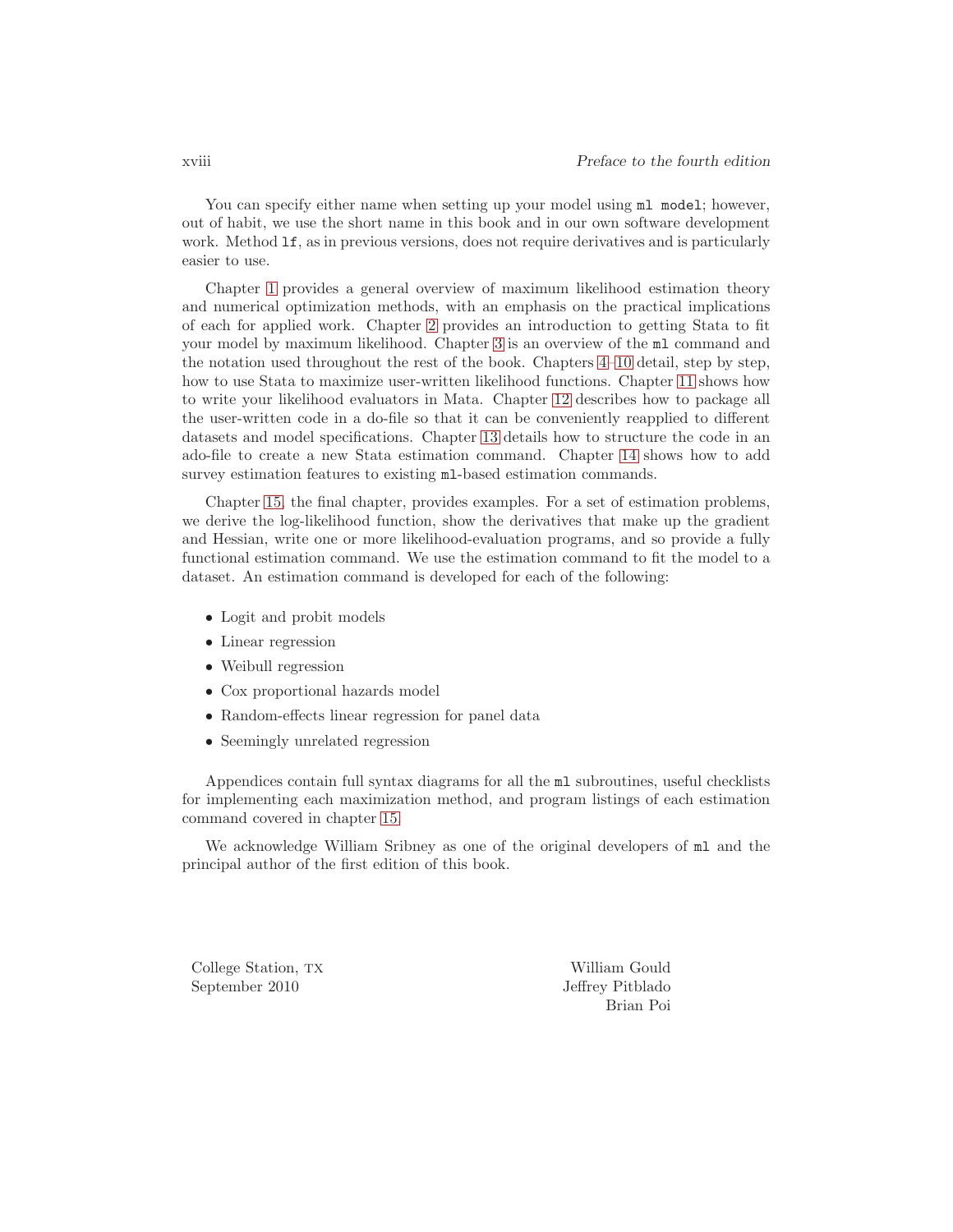You can specify either name when setting up your model using `ml model`; however, out of habit, we use the short name in this book and in our own software development work. Method `lf`, as in previous versions, does not require derivatives and is particularly easier to use.

Chapter 1 provides a general overview of maximum likelihood estimation theory and numerical optimization methods, with an emphasis on the practical implications of each for applied work. Chapter 2 provides an introduction to getting Stata to fit your model by maximum likelihood. Chapter 3 is an overview of the `ml` command and the notation used throughout the rest of the book. Chapters 4–10 detail, step by step, how to use Stata to maximize user-written likelihood functions. Chapter 11 shows how to write your likelihood evaluators in Mata. Chapter 12 describes how to package all the user-written code in a do-file so that it can be conveniently reapplied to different datasets and model specifications. Chapter 13 details how to structure the code in an ado-file to create a new Stata estimation command. Chapter 14 shows how to add survey estimation features to existing `ml`-based estimation commands.

Chapter 15, the final chapter, provides examples. For a set of estimation problems, we derive the log-likelihood function, show the derivatives that make up the gradient and Hessian, write one or more likelihood-evaluation programs, and so provide a fully functional estimation command. We use the estimation command to fit the model to a dataset. An estimation command is developed for each of the following:

- Logit and probit models
- Linear regression
- Weibull regression
- Cox proportional hazards model
- Random-effects linear regression for panel data
- Seemingly unrelated regression

Appendices contain full syntax diagrams for all the `ml` subroutines, useful checklists for implementing each maximization method, and program listings of each estimation command covered in chapter 15.

We acknowledge William Sribney as one of the original developers of `ml` and the principal author of the first edition of this book.

College Station, TX
September 2010

William Gould
Jeffrey Pitblado
Brian Poi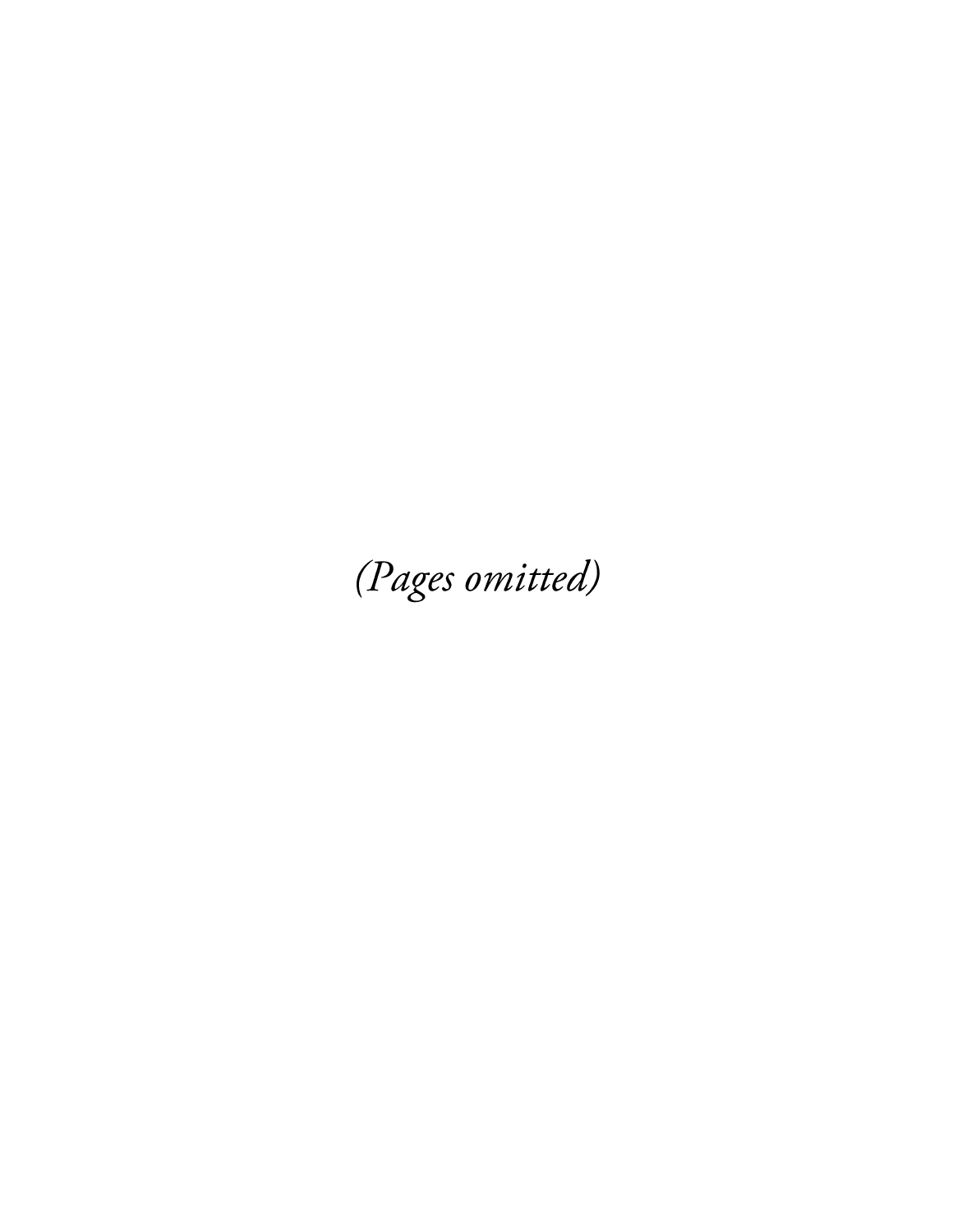*(Pages omitted)*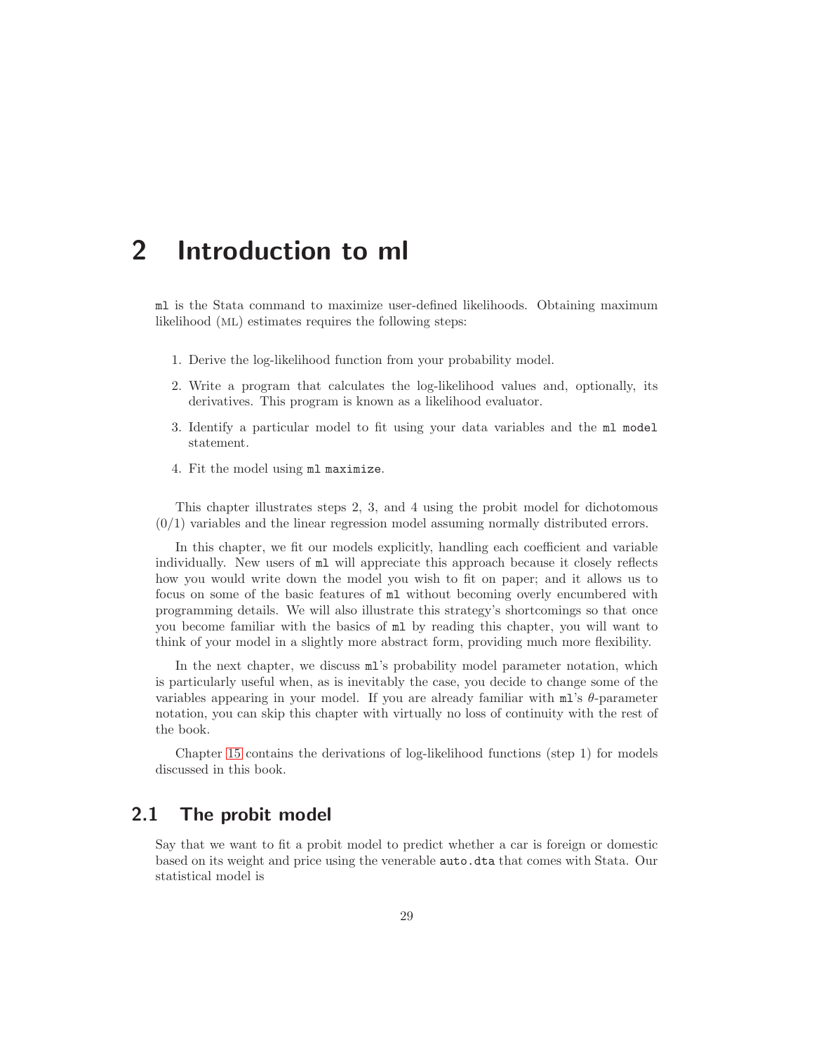# 2 Introduction to ml

`ml` is the Stata command to maximize user-defined likelihoods. Obtaining maximum likelihood (ML) estimates requires the following steps:

1. Derive the log-likelihood function from your probability model.
2. Write a program that calculates the log-likelihood values and, optionally, its derivatives. This program is known as a likelihood evaluator.
3. Identify a particular model to fit using your data variables and the `ml model` statement.
4. Fit the model using `ml maximize`.

This chapter illustrates steps 2, 3, and 4 using the probit model for dichotomous (0/1) variables and the linear regression model assuming normally distributed errors.

In this chapter, we fit our models explicitly, handling each coefficient and variable individually. New users of `ml` will appreciate this approach because it closely reflects how you would write down the model you wish to fit on paper; and it allows us to focus on some of the basic features of `ml` without becoming overly encumbered with programming details. We will also illustrate this strategy's shortcomings so that once you become familiar with the basics of `ml` by reading this chapter, you will want to think of your model in a slightly more abstract form, providing much more flexibility.

In the next chapter, we discuss `ml`'s probability model parameter notation, which is particularly useful when, as is inevitably the case, you decide to change some of the variables appearing in your model. If you are already familiar with `ml`'s $\theta$-parameter notation, you can skip this chapter with virtually no loss of continuity with the rest of the book.

Chapter 15 contains the derivations of log-likelihood functions (step 1) for models discussed in this book.

## 2.1 The probit model

Say that we want to fit a probit model to predict whether a car is foreign or domestic based on its weight and price using the venerable `auto.dta` that comes with Stata. Our statistical model is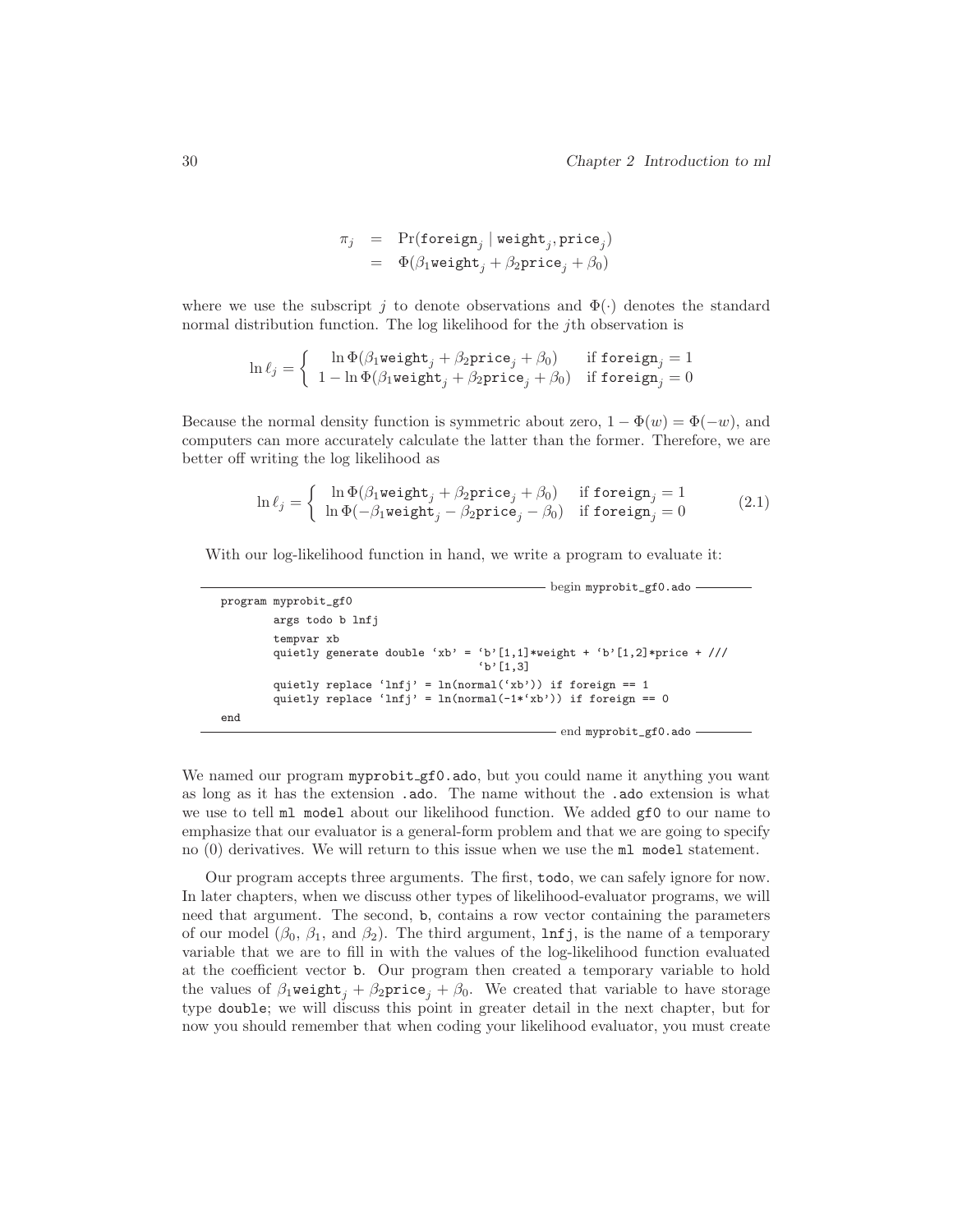$$
\begin{aligned}
\pi_j &= \Pr(\texttt{foreign}_j \mid \texttt{weight}_j, \texttt{price}_j) \\
&= \Phi(\beta_1 \texttt{weight}_j + \beta_2 \texttt{price}_j + \beta_0)
\end{aligned}
$$

where we use the subscript $j$ to denote observations and $\Phi(\cdot)$ denotes the standard normal distribution function. The log likelihood for the $j$th observation is

$$
\ln \ell_j = \begin{cases} \ln \Phi(\beta_1 \texttt{weight}_j + \beta_2 \texttt{price}_j + \beta_0) & \text{if } \texttt{foreign}_j = 1 \\ 1 - \ln \Phi(\beta_1 \texttt{weight}_j + \beta_2 \texttt{price}_j + \beta_0) & \text{if } \texttt{foreign}_j = 0 \end{cases}
$$

Because the normal density function is symmetric about zero, $1 - \Phi(w) = \Phi(-w)$, and computers can more accurately calculate the latter than the former. Therefore, we are better off writing the log likelihood as

$$
\ln \ell_j = \begin{cases} \ln \Phi(\beta_1 \texttt{weight}_j + \beta_2 \texttt{price}_j + \beta_0) & \text{if } \texttt{foreign}_j = 1 \\ \ln \Phi(-\beta_1 \texttt{weight}_j - \beta_2 \texttt{price}_j - \beta_0) & \text{if } \texttt{foreign}_j = 0 \end{cases} \tag{2.1}
$$

With our log-likelihood function in hand, we write a program to evaluate it:

begin myprobit_gf0.ado

```
program myprobit_gf0
        args todo b lnfj
        tempvar xb
        quietly generate double `xb' = `b'[1,1]*weight + `b'[1,2]*price + ///
                                       `b'[1,3]
        quietly replace `lnfj' = ln(normal(`xb')) if foreign == 1
        quietly replace `lnfj' = ln(normal(-1*`xb')) if foreign == 0
end
```

end myprobit_gf0.ado

We named our program `myprobit_gf0.ado`, but you could name it anything you want as long as it has the extension `.ado`. The name without the `.ado` extension is what we use to tell `ml model` about our likelihood function. We added `gf0` to our name to emphasize that our evaluator is a general-form problem and that we are going to specify no (0) derivatives. We will return to this issue when we use the `ml model` statement.

Our program accepts three arguments. The first, `todo`, we can safely ignore for now. In later chapters, when we discuss other types of likelihood-evaluator programs, we will need that argument. The second, `b`, contains a row vector containing the parameters of our model ($\beta_0$, $\beta_1$, and $\beta_2$). The third argument, `lnfj`, is the name of a temporary variable that we are to fill in with the values of the log-likelihood function evaluated at the coefficient vector `b`. Our program then created a temporary variable to hold the values of $\beta_1 \texttt{weight}_j + \beta_2 \texttt{price}_j + \beta_0$. We created that variable to have storage type `double`; we will discuss this point in greater detail in the next chapter, but for now you should remember that when coding your likelihood evaluator, you must create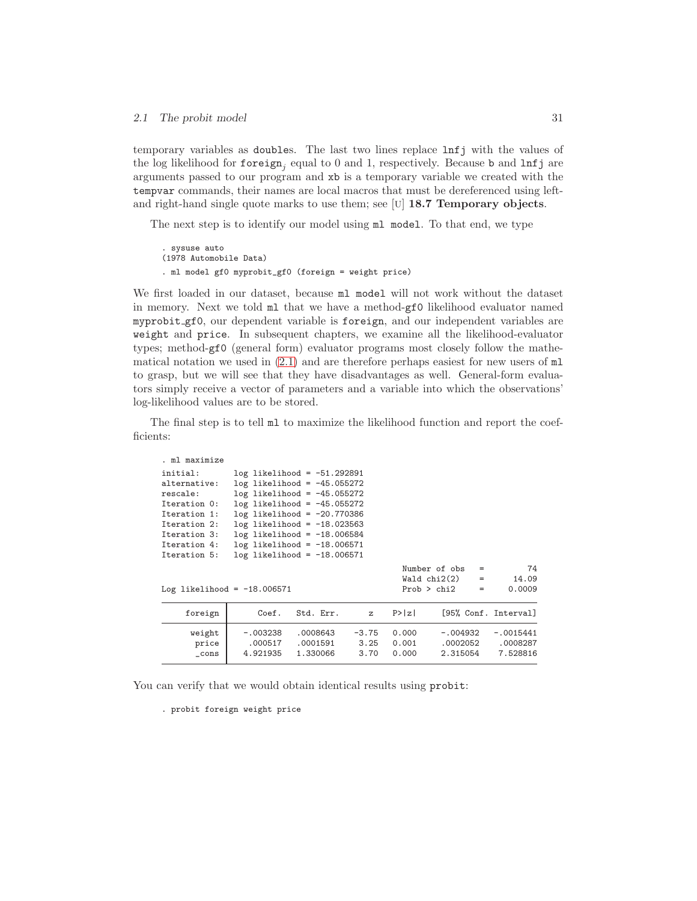temporary variables as `double`s. The last two lines replace `lnfj` with the values of the log likelihood for $\texttt{foreign}_j$ equal to 0 and 1, respectively. Because `b` and `lnfj` are arguments passed to our program and `xb` is a temporary variable we created with the `tempvar` commands, their names are local macros that must be dereferenced using left- and right-hand single quote marks to use them; see [U] **18.7 Temporary objects**.

The next step is to identify our model using `ml model`. To that end, we type

```
. sysuse auto
(1978 Automobile Data)
. ml model gf0 myprobit_gf0 (foreign = weight price)
```

We first loaded in our dataset, because `ml model` will not work without the dataset in memory. Next we told `ml` that we have a method-`gf0` likelihood evaluator named `myprobit_gf0`, our dependent variable is `foreign`, and our independent variables are `weight` and `price`. In subsequent chapters, we examine all the likelihood-evaluator types; method-`gf0` (general form) evaluator programs most closely follow the mathematical notation we used in (2.1) and are therefore perhaps easiest for new users of `ml` to grasp, but we will see that they have disadvantages as well. General-form evaluators simply receive a vector of parameters and a variable into which the observations' log-likelihood values are to be stored.

The final step is to tell `ml` to maximize the likelihood function and report the coefficients:

```
. ml maximize
initial:       log likelihood = -51.292891
alternative:   log likelihood = -45.055272
rescale:       log likelihood = -45.055272
Iteration 0:   log likelihood = -45.055272
Iteration 1:   log likelihood = -20.770386
Iteration 2:   log likelihood = -18.023563
Iteration 3:   log likelihood = -18.006584
Iteration 4:   log likelihood = -18.006571
Iteration 5:   log likelihood = -18.006571
                                                  Number of obs   =         74
                                                  Wald chi2(2)    =      14.09
Log likelihood = -18.006571                       Prob > chi2     =     0.0009

------------------------------------------------------------------------------
     foreign |      Coef.   Std. Err.      z    P>|z|     [95% Conf. Interval]
-------------+----------------------------------------------------------------
      weight |  -.003238    .0008643    -3.75   0.000     -.004932   -.0015441
       price |   .000517    .0001591     3.25   0.001     .0002052    .0008287
       _cons |  4.921935    1.330066     3.70   0.000     2.315054    7.528816
------------------------------------------------------------------------------
```

You can verify that we would obtain identical results using `probit`:

```
. probit foreign weight price
```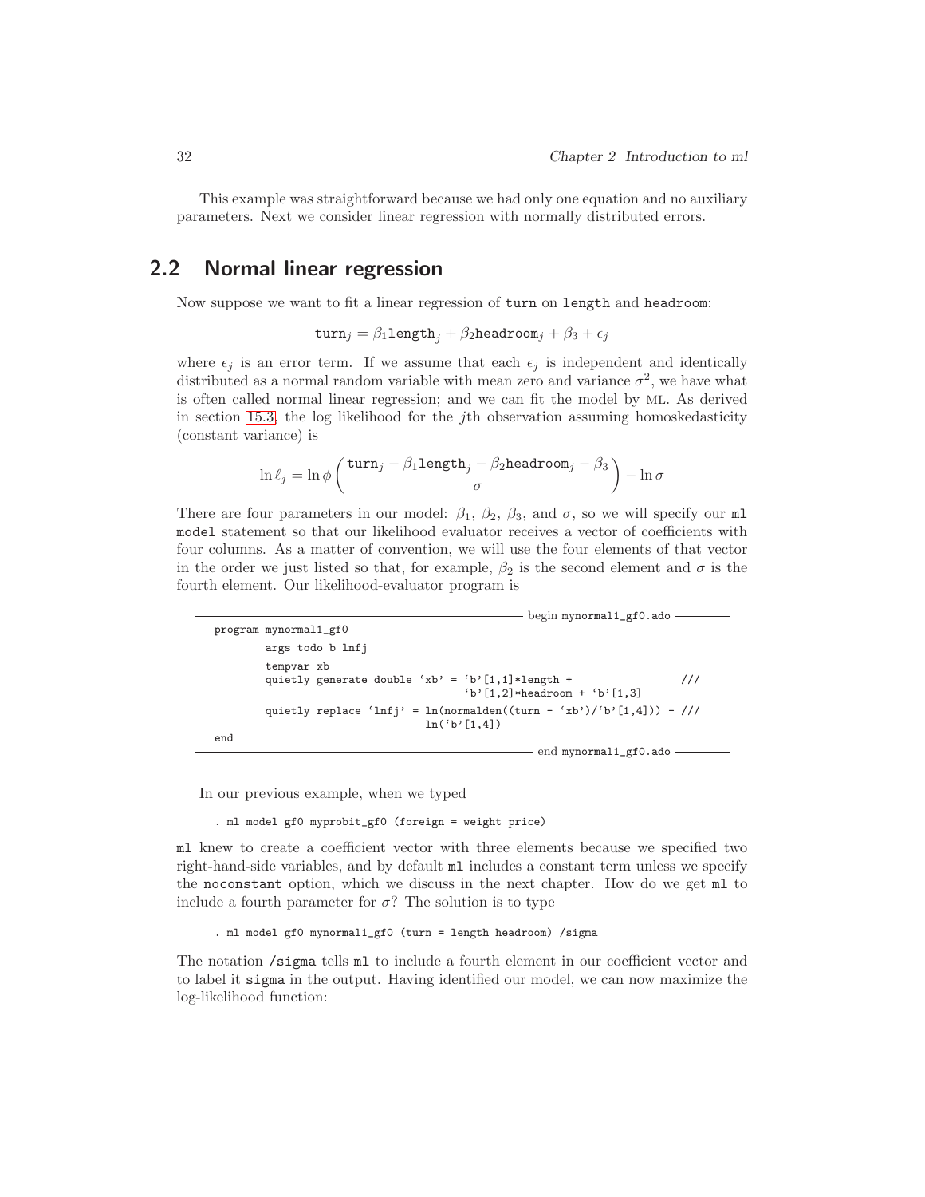This example was straightforward because we had only one equation and no auxiliary parameters. Next we consider linear regression with normally distributed errors.

## 2.2 Normal linear regression

Now suppose we want to fit a linear regression of `turn` on `length` and `headroom`:

$$\texttt{turn}_j = \beta_1 \texttt{length}_j + \beta_2 \texttt{headroom}_j + \beta_3 + \epsilon_j$$

where $\epsilon_j$ is an error term. If we assume that each $\epsilon_j$ is independent and identically distributed as a normal random variable with mean zero and variance $\sigma^2$, we have what is often called normal linear regression; and we can fit the model by ML. As derived in section 15.3, the log likelihood for the $j$th observation assuming homoskedasticity (constant variance) is

$$\ln \ell_j = \ln \phi \left( \frac{\texttt{turn}_j - \beta_1 \texttt{length}_j - \beta_2 \texttt{headroom}_j - \beta_3}{\sigma} \right) - \ln \sigma$$

There are four parameters in our model: $\beta_1$, $\beta_2$, $\beta_3$, and $\sigma$, so we will specify our `ml model` statement so that our likelihood evaluator receives a vector of coefficients with four columns. As a matter of convention, we will use the four elements of that vector in the order we just listed so that, for example, $\beta_2$ is the second element and $\sigma$ is the fourth element. Our likelihood-evaluator program is

```
begin mynormal1_gf0.ado
program mynormal1_gf0
        args todo b lnfj
        tempvar xb
        quietly generate double `xb' = `b'[1,1]*length +                ///
                                       `b'[1,2]*headroom + `b'[1,3]
        quietly replace `lnfj' = ln(normalden((turn - `xb')/`b'[1,4])) - ///
                                 ln(`b'[1,4])
end
end mynormal1_gf0.ado
```

In our previous example, when we typed

```
. ml model gf0 myprobit_gf0 (foreign = weight price)
```

`ml` knew to create a coefficient vector with three elements because we specified two right-hand-side variables, and by default `ml` includes a constant term unless we specify the `noconstant` option, which we discuss in the next chapter. How do we get `ml` to include a fourth parameter for $\sigma$? The solution is to type

```
. ml model gf0 mynormal1_gf0 (turn = length headroom) /sigma
```

The notation `/sigma` tells `ml` to include a fourth element in our coefficient vector and to label it `sigma` in the output. Having identified our model, we can now maximize the log-likelihood function: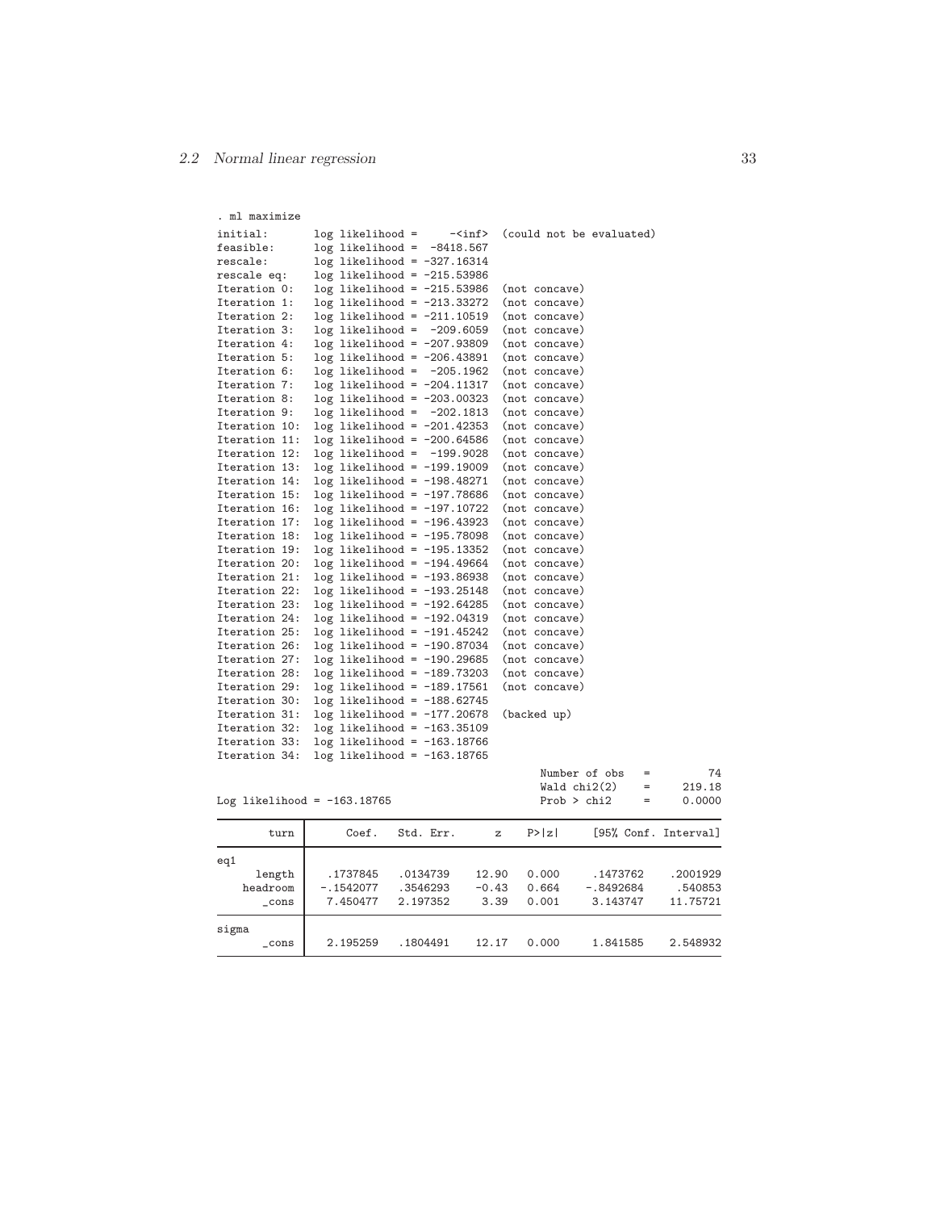```
. ml maximize
initial:       log likelihood =     -<inf>  (could not be evaluated)
feasible:      log likelihood =  -8418.567
rescale:       log likelihood = -327.16314
rescale eq:    log likelihood = -215.53986
Iteration 0:   log likelihood = -215.53986  (not concave)
Iteration 1:   log likelihood = -213.33272  (not concave)
Iteration 2:   log likelihood = -211.10519  (not concave)
Iteration 3:   log likelihood =  -209.6059  (not concave)
Iteration 4:   log likelihood = -207.93809  (not concave)
Iteration 5:   log likelihood = -206.43891  (not concave)
Iteration 6:   log likelihood =  -205.1962  (not concave)
Iteration 7:   log likelihood = -204.11317  (not concave)
Iteration 8:   log likelihood = -203.00323  (not concave)
Iteration 9:   log likelihood =  -202.1813  (not concave)
Iteration 10:  log likelihood = -201.42353  (not concave)
Iteration 11:  log likelihood = -200.64586  (not concave)
Iteration 12:  log likelihood =  -199.9028  (not concave)
Iteration 13:  log likelihood = -199.19009  (not concave)
Iteration 14:  log likelihood = -198.48271  (not concave)
Iteration 15:  log likelihood = -197.78686  (not concave)
Iteration 16:  log likelihood = -197.10722  (not concave)
Iteration 17:  log likelihood = -196.43923  (not concave)
Iteration 18:  log likelihood = -195.78098  (not concave)
Iteration 19:  log likelihood = -195.13352  (not concave)
Iteration 20:  log likelihood = -194.49664  (not concave)
Iteration 21:  log likelihood = -193.86938  (not concave)
Iteration 22:  log likelihood = -193.25148  (not concave)
Iteration 23:  log likelihood = -192.64285  (not concave)
Iteration 24:  log likelihood = -192.04319  (not concave)
Iteration 25:  log likelihood = -191.45242  (not concave)
Iteration 26:  log likelihood = -190.87034  (not concave)
Iteration 27:  log likelihood = -190.29685  (not concave)
Iteration 28:  log likelihood = -189.73203  (not concave)
Iteration 29:  log likelihood = -189.17561  (not concave)
Iteration 30:  log likelihood = -188.62745
Iteration 31:  log likelihood = -177.20678  (backed up)
Iteration 32:  log likelihood = -163.35109
Iteration 33:  log likelihood = -163.18766
Iteration 34:  log likelihood = -163.18765

                                                  Number of obs   =         74
                                                  Wald chi2(2)    =     219.18
Log likelihood = -163.18765                       Prob > chi2     =     0.0000

------------------------------------------------------------------------------
        turn |      Coef.   Std. Err.      z    P>|z|     [95% Conf. Interval]
-------------+----------------------------------------------------------------
eq1          |
      length |   .1737845   .0134739    12.90   0.000     .1473762    .2001929
    headroom |  -.1542077   .3546293    -0.43   0.664    -.8492684     .540853
       _cons |   7.450477   2.197352     3.39   0.001     3.143747    11.75721
-------------+----------------------------------------------------------------
sigma        |
       _cons |   2.195259   .1804491    12.17   0.000     1.841585    2.548932
------------------------------------------------------------------------------
```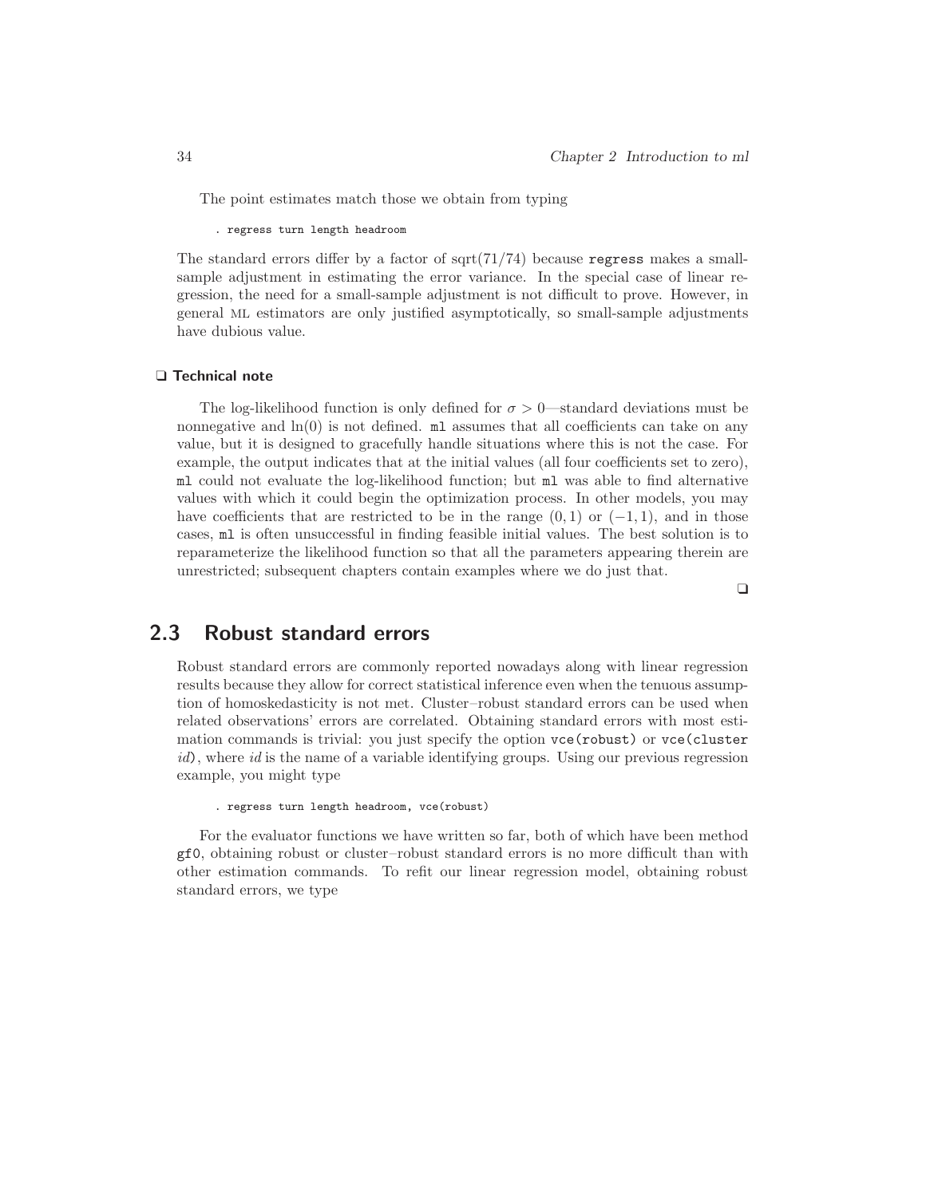The point estimates match those we obtain from typing

```
. regress turn length headroom
```

The standard errors differ by a factor of sqrt(71/74) because `regress` makes a small-sample adjustment in estimating the error variance. In the special case of linear regression, the need for a small-sample adjustment is not difficult to prove. However, in general ML estimators are only justified asymptotically, so small-sample adjustments have dubious value.

❑ **Technical note**

The log-likelihood function is only defined for $\sigma > 0$—standard deviations must be nonnegative and $\ln(0)$ is not defined. `ml` assumes that all coefficients can take on any value, but it is designed to gracefully handle situations where this is not the case. For example, the output indicates that at the initial values (all four coefficients set to zero), `ml` could not evaluate the log-likelihood function; but `ml` was able to find alternative values with which it could begin the optimization process. In other models, you may have coefficients that are restricted to be in the range $(0, 1)$ or $(-1, 1)$, and in those cases, `ml` is often unsuccessful in finding feasible initial values. The best solution is to reparameterize the likelihood function so that all the parameters appearing therein are unrestricted; subsequent chapters contain examples where we do just that.

❑

## 2.3 Robust standard errors

Robust standard errors are commonly reported nowadays along with linear regression results because they allow for correct statistical inference even when the tenuous assumption of homoskedasticity is not met. Cluster–robust standard errors can be used when related observations' errors are correlated. Obtaining standard errors with most estimation commands is trivial: you just specify the option `vce(robust)` or `vce(cluster` *id*`)`, where *id* is the name of a variable identifying groups. Using our previous regression example, you might type

```
. regress turn length headroom, vce(robust)
```

For the evaluator functions we have written so far, both of which have been method `gf0`, obtaining robust or cluster–robust standard errors is no more difficult than with other estimation commands. To refit our linear regression model, obtaining robust standard errors, we type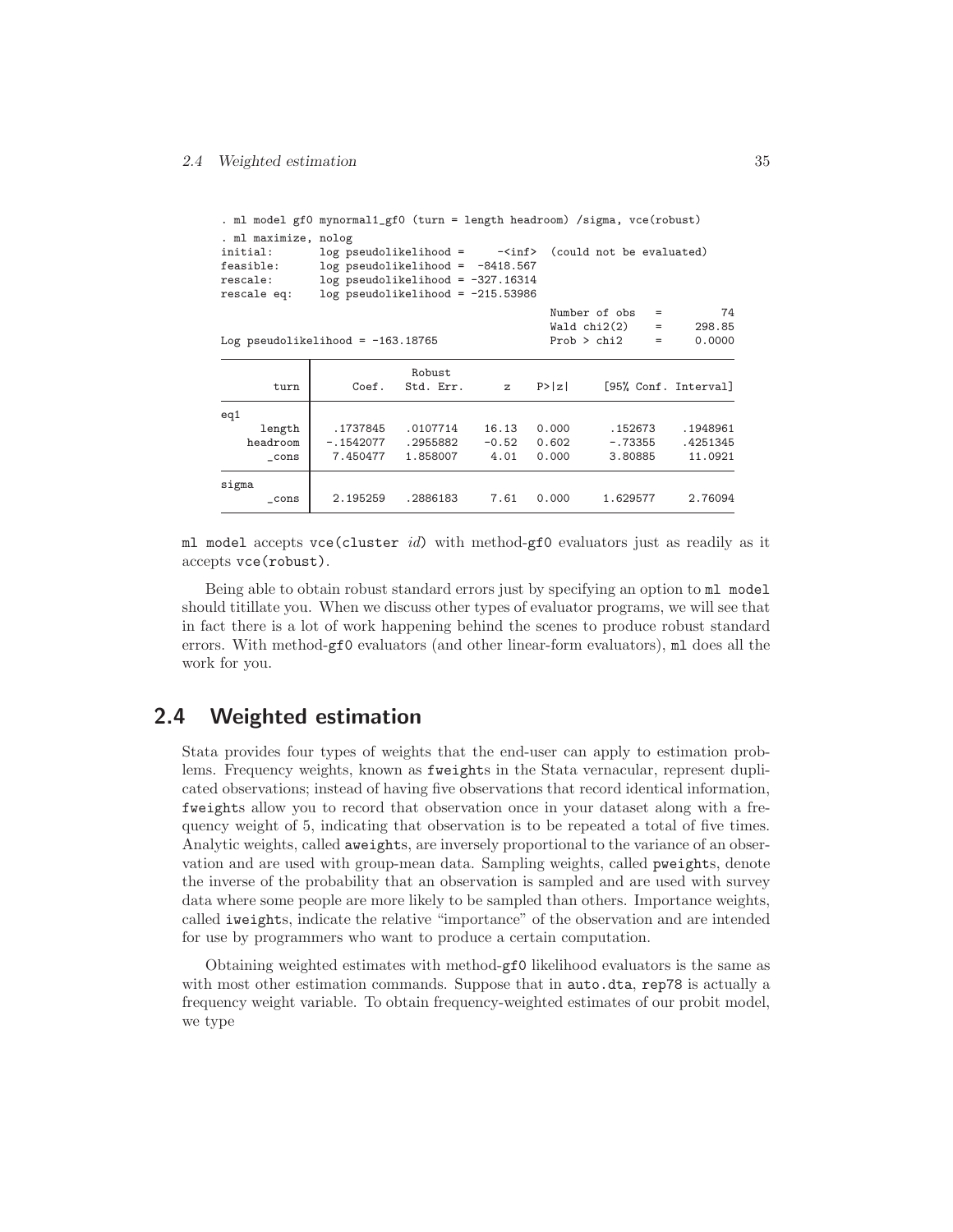```
. ml model gf0 mynormal1_gf0 (turn = length headroom) /sigma, vce(robust)
. ml maximize, nolog
initial:       log pseudolikelihood =     -<inf>  (could not be evaluated)
feasible:      log pseudolikelihood =  -8418.567
rescale:       log pseudolikelihood = -327.16314
rescale eq:    log pseudolikelihood = -215.53986
                                                  Number of obs   =         74
                                                  Wald chi2(2)    =     298.85
Log pseudolikelihood = -163.18765                 Prob > chi2     =     0.0000

------------------------------------------------------------------------------
             |               Robust
        turn |      Coef.   Std. Err.      z    P>|z|     [95% Conf. Interval]
-------------+----------------------------------------------------------------
eq1          |
      length |   .1737845   .0107714    16.13   0.000      .152673    .1948961
    headroom |  -.1542077   .2955882    -0.52   0.602      -.73355    .4251345
       _cons |   7.450477   1.858007     4.01   0.000      3.80885     11.0921
-------------+----------------------------------------------------------------
sigma        |
       _cons |   2.195259   .2886183     7.61   0.000     1.629577     2.76094
------------------------------------------------------------------------------
```

`ml model` accepts `vce(cluster` *id*`)` with method-`gf0` evaluators just as readily as it accepts `vce(robust)`.

Being able to obtain robust standard errors just by specifying an option to `ml model` should titillate you. When we discuss other types of evaluator programs, we will see that in fact there is a lot of work happening behind the scenes to produce robust standard errors. With method-`gf0` evaluators (and other linear-form evaluators), `ml` does all the work for you.

## 2.4 Weighted estimation

Stata provides four types of weights that the end-user can apply to estimation problems. Frequency weights, known as `fweight`s in the Stata vernacular, represent duplicated observations; instead of having five observations that record identical information, `fweight`s allow you to record that observation once in your dataset along with a frequency weight of 5, indicating that observation is to be repeated a total of five times. Analytic weights, called `aweight`s, are inversely proportional to the variance of an observation and are used with group-mean data. Sampling weights, called `pweight`s, denote the inverse of the probability that an observation is sampled and are used with survey data where some people are more likely to be sampled than others. Importance weights, called `iweight`s, indicate the relative "importance" of the observation and are intended for use by programmers who want to produce a certain computation.

Obtaining weighted estimates with method-`gf0` likelihood evaluators is the same as with most other estimation commands. Suppose that in `auto.dta`, `rep78` is actually a frequency weight variable. To obtain frequency-weighted estimates of our probit model, we type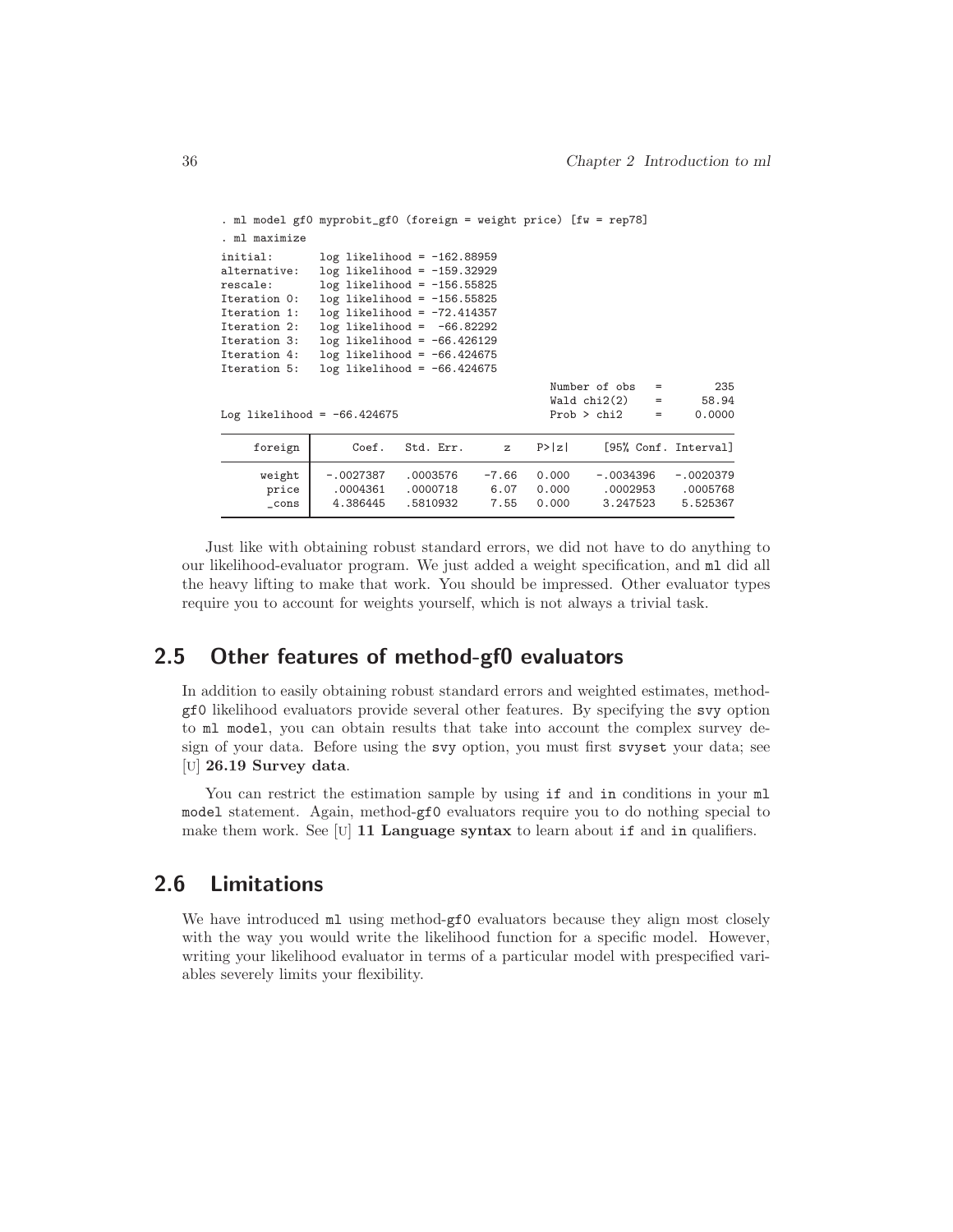```
. ml model gf0 myprobit_gf0 (foreign = weight price) [fw = rep78]
. ml maximize
initial:       log likelihood = -162.88959
alternative:   log likelihood = -159.32929
rescale:       log likelihood = -156.55825
Iteration 0:   log likelihood = -156.55825
Iteration 1:   log likelihood = -72.414357
Iteration 2:   log likelihood =  -66.82292
Iteration 3:   log likelihood = -66.426129
Iteration 4:   log likelihood = -66.424675
Iteration 5:   log likelihood = -66.424675
                                                  Number of obs   =        235
                                                  Wald chi2(2)    =      58.94
Log likelihood = -66.424675                       Prob > chi2     =     0.0000

     foreign       Coef.   Std. Err.      z    P>|z|     [95% Conf. Interval]

      weight   -.0027387   .0003576    -7.66   0.000    -.0034396   -.0020379
       price    .0004361   .0000718     6.07   0.000     .0002953    .0005768
       _cons    4.386445   .5810932     7.55   0.000     3.247523    5.525367
```

Just like with obtaining robust standard errors, we did not have to do anything to our likelihood-evaluator program. We just added a weight specification, and ml did all the heavy lifting to make that work. You should be impressed. Other evaluator types require you to account for weights yourself, which is not always a trivial task.

## 2.5 Other features of method-gf0 evaluators

In addition to easily obtaining robust standard errors and weighted estimates, method-gf0 likelihood evaluators provide several other features. By specifying the svy option to ml model, you can obtain results that take into account the complex survey design of your data. Before using the svy option, you must first svyset your data; see [U] **26.19 Survey data**.

You can restrict the estimation sample by using if and in conditions in your ml model statement. Again, method-gf0 evaluators require you to do nothing special to make them work. See [U] **11 Language syntax** to learn about if and in qualifiers.

## 2.6 Limitations

We have introduced ml using method-gf0 evaluators because they align most closely with the way you would write the likelihood function for a specific model. However, writing your likelihood evaluator in terms of a particular model with prespecified variables severely limits your flexibility.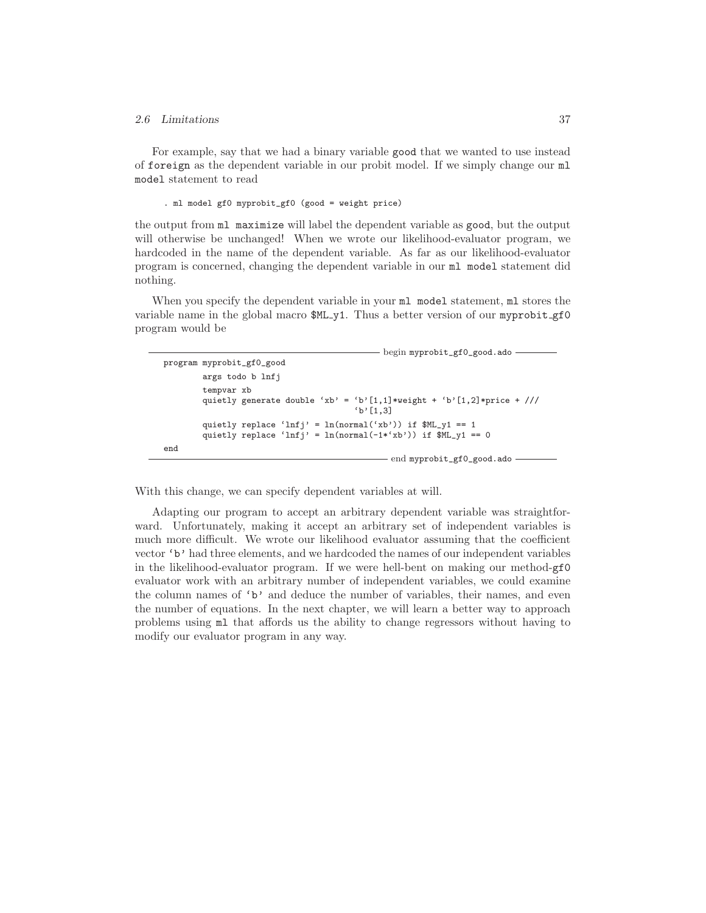For example, say that we had a binary variable `good` that we wanted to use instead of `foreign` as the dependent variable in our probit model. If we simply change our `ml model` statement to read

```
. ml model gf0 myprobit_gf0 (good = weight price)
```

the output from `ml maximize` will label the dependent variable as `good`, but the output will otherwise be unchanged! When we wrote our likelihood-evaluator program, we hardcoded in the name of the dependent variable. As far as our likelihood-evaluator program is concerned, changing the dependent variable in our `ml model` statement did nothing.

When you specify the dependent variable in your `ml model` statement, `ml` stores the variable name in the global macro `$ML_y1`. Thus a better version of our `myprobit_gf0` program would be

```
                                                    begin myprobit_gf0_good.ado
program myprobit_gf0_good
        args todo b lnfj
        tempvar xb
        quietly generate double `xb' = `b'[1,1]*weight + `b'[1,2]*price + ///
                                       `b'[1,3]
        quietly replace `lnfj' = ln(normal(`xb')) if $ML_y1 == 1
        quietly replace `lnfj' = ln(normal(-1*`xb')) if $ML_y1 == 0
end
                                                      end myprobit_gf0_good.ado
```

With this change, we can specify dependent variables at will.

Adapting our program to accept an arbitrary dependent variable was straightforward. Unfortunately, making it accept an arbitrary set of independent variables is much more difficult. We wrote our likelihood evaluator assuming that the coefficient vector `` `b' `` had three elements, and we hardcoded the names of our independent variables in the likelihood-evaluator program. If we were hell-bent on making our method-`gf0` evaluator work with an arbitrary number of independent variables, we could examine the column names of `` `b' `` and deduce the number of variables, their names, and even the number of equations. In the next chapter, we will learn a better way to approach problems using `ml` that affords us the ability to change regressors without having to modify our evaluator program in any way.